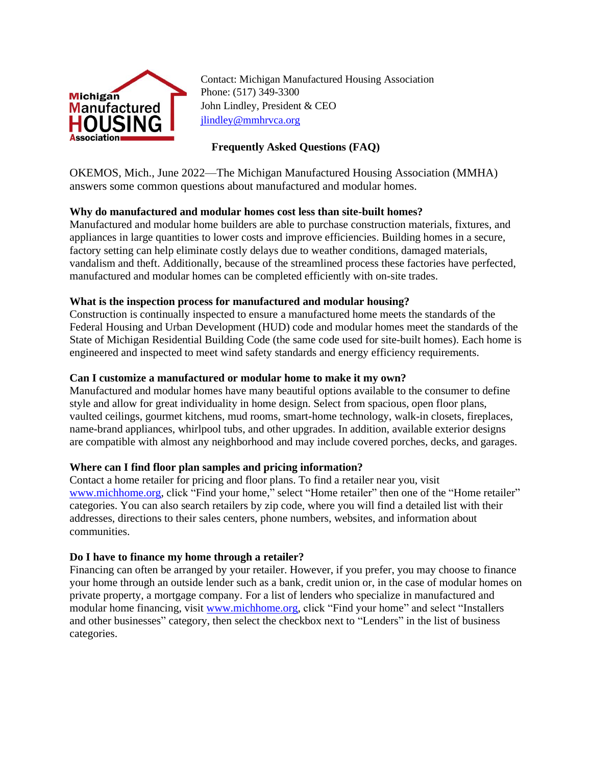Michigan Manufactured HOUSING Association

Contact: Michigan Manufactured Housing Association
Phone: (517) 349-3300
John Lindley, President & CEO
jlindley@mmhrvca.org

**Frequently Asked Questions (FAQ)**

OKEMOS, Mich., June 2022—The Michigan Manufactured Housing Association (MMHA) answers some common questions about manufactured and modular homes.

**Why do manufactured and modular homes cost less than site-built homes?**
Manufactured and modular home builders are able to purchase construction materials, fixtures, and appliances in large quantities to lower costs and improve efficiencies. Building homes in a secure, factory setting can help eliminate costly delays due to weather conditions, damaged materials, vandalism and theft. Additionally, because of the streamlined process these factories have perfected, manufactured and modular homes can be completed efficiently with on-site trades.

**What is the inspection process for manufactured and modular housing?**
Construction is continually inspected to ensure a manufactured home meets the standards of the Federal Housing and Urban Development (HUD) code and modular homes meet the standards of the State of Michigan Residential Building Code (the same code used for site-built homes). Each home is engineered and inspected to meet wind safety standards and energy efficiency requirements.

**Can I customize a manufactured or modular home to make it my own?**
Manufactured and modular homes have many beautiful options available to the consumer to define style and allow for great individuality in home design. Select from spacious, open floor plans, vaulted ceilings, gourmet kitchens, mud rooms, smart-home technology, walk-in closets, fireplaces, name-brand appliances, whirlpool tubs, and other upgrades. In addition, available exterior designs are compatible with almost any neighborhood and may include covered porches, decks, and garages.

**Where can I find floor plan samples and pricing information?**
Contact a home retailer for pricing and floor plans. To find a retailer near you, visit www.michhome.org, click "Find your home," select "Home retailer" then one of the "Home retailer" categories. You can also search retailers by zip code, where you will find a detailed list with their addresses, directions to their sales centers, phone numbers, websites, and information about communities.

**Do I have to finance my home through a retailer?**
Financing can often be arranged by your retailer. However, if you prefer, you may choose to finance your home through an outside lender such as a bank, credit union or, in the case of modular homes on private property, a mortgage company. For a list of lenders who specialize in manufactured and modular home financing, visit www.michhome.org, click "Find your home" and select "Installers and other businesses" category, then select the checkbox next to "Lenders" in the list of business categories.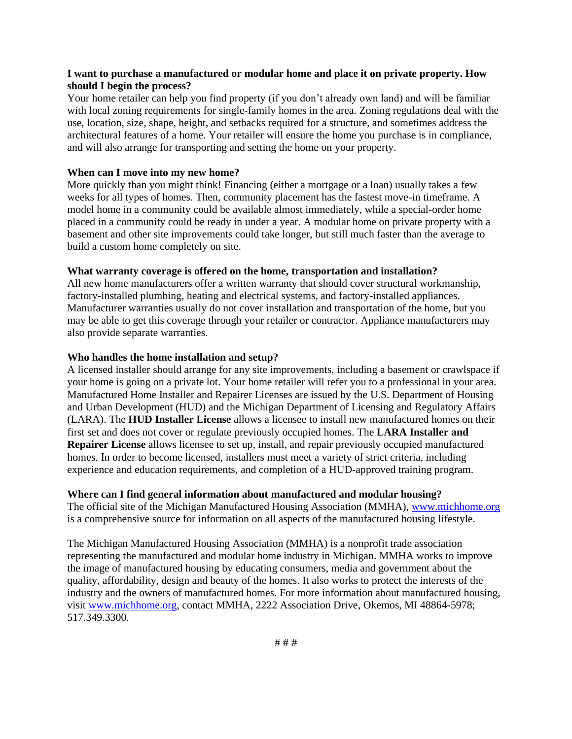**I want to purchase a manufactured or modular home and place it on private property. How should I begin the process?**

Your home retailer can help you find property (if you don't already own land) and will be familiar with local zoning requirements for single-family homes in the area. Zoning regulations deal with the use, location, size, shape, height, and setbacks required for a structure, and sometimes address the architectural features of a home. Your retailer will ensure the home you purchase is in compliance, and will also arrange for transporting and setting the home on your property.

**When can I move into my new home?**

More quickly than you might think! Financing (either a mortgage or a loan) usually takes a few weeks for all types of homes. Then, community placement has the fastest move-in timeframe. A model home in a community could be available almost immediately, while a special-order home placed in a community could be ready in under a year. A modular home on private property with a basement and other site improvements could take longer, but still much faster than the average to build a custom home completely on site.

**What warranty coverage is offered on the home, transportation and installation?**

All new home manufacturers offer a written warranty that should cover structural workmanship, factory-installed plumbing, heating and electrical systems, and factory-installed appliances. Manufacturer warranties usually do not cover installation and transportation of the home, but you may be able to get this coverage through your retailer or contractor. Appliance manufacturers may also provide separate warranties.

**Who handles the home installation and setup?**

A licensed installer should arrange for any site improvements, including a basement or crawlspace if your home is going on a private lot. Your home retailer will refer you to a professional in your area. Manufactured Home Installer and Repairer Licenses are issued by the U.S. Department of Housing and Urban Development (HUD) and the Michigan Department of Licensing and Regulatory Affairs (LARA). The **HUD Installer License** allows a licensee to install new manufactured homes on their first set and does not cover or regulate previously occupied homes. The **LARA Installer and Repairer License** allows licensee to set up, install, and repair previously occupied manufactured homes. In order to become licensed, installers must meet a variety of strict criteria, including experience and education requirements, and completion of a HUD-approved training program.

**Where can I find general information about manufactured and modular housing?**

The official site of the Michigan Manufactured Housing Association (MMHA), www.michhome.org is a comprehensive source for information on all aspects of the manufactured housing lifestyle.

The Michigan Manufactured Housing Association (MMHA) is a nonprofit trade association representing the manufactured and modular home industry in Michigan. MMHA works to improve the image of manufactured housing by educating consumers, media and government about the quality, affordability, design and beauty of the homes. It also works to protect the interests of the industry and the owners of manufactured homes. For more information about manufactured housing, visit www.michhome.org, contact MMHA, 2222 Association Drive, Okemos, MI 48864-5978; 517.349.3300.

# # #